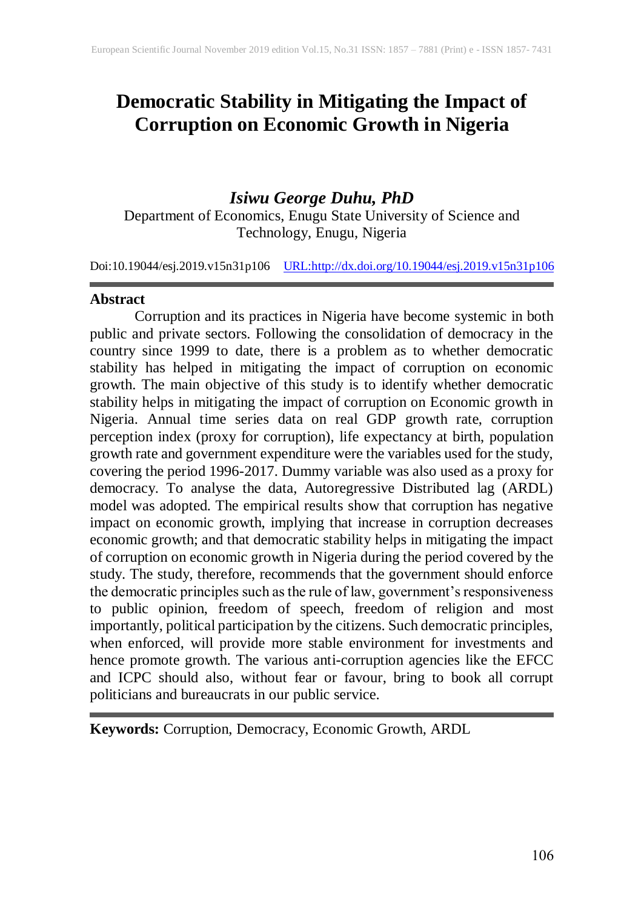# Democratic Stability in Mitigating the Impact of Corruption on Economic Growth in Nigeria

***Isiwu George Duhu, PhD***

Department of Economics, Enugu State University of Science and Technology, Enugu, Nigeria

Doi:10.19044/esj.2019.v15n31p106 URL:http://dx.doi.org/10.19044/esj.2019.v15n31p106

## Abstract

Corruption and its practices in Nigeria have become systemic in both public and private sectors. Following the consolidation of democracy in the country since 1999 to date, there is a problem as to whether democratic stability has helped in mitigating the impact of corruption on economic growth. The main objective of this study is to identify whether democratic stability helps in mitigating the impact of corruption on Economic growth in Nigeria. Annual time series data on real GDP growth rate, corruption perception index (proxy for corruption), life expectancy at birth, population growth rate and government expenditure were the variables used for the study, covering the period 1996-2017. Dummy variable was also used as a proxy for democracy. To analyse the data, Autoregressive Distributed lag (ARDL) model was adopted. The empirical results show that corruption has negative impact on economic growth, implying that increase in corruption decreases economic growth; and that democratic stability helps in mitigating the impact of corruption on economic growth in Nigeria during the period covered by the study. The study, therefore, recommends that the government should enforce the democratic principles such as the rule of law, government's responsiveness to public opinion, freedom of speech, freedom of religion and most importantly, political participation by the citizens. Such democratic principles, when enforced, will provide more stable environment for investments and hence promote growth. The various anti-corruption agencies like the EFCC and ICPC should also, without fear or favour, bring to book all corrupt politicians and bureaucrats in our public service.

**Keywords:** Corruption, Democracy, Economic Growth, ARDL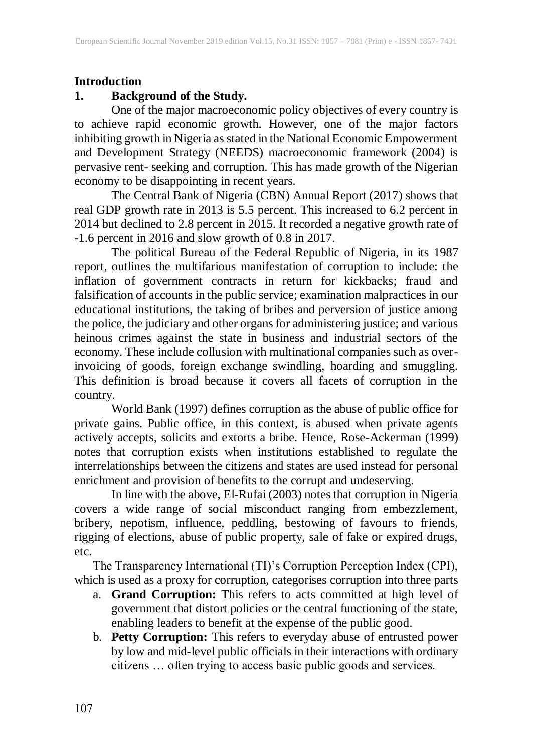## Introduction

### 1. Background of the Study.

One of the major macroeconomic policy objectives of every country is to achieve rapid economic growth. However, one of the major factors inhibiting growth in Nigeria as stated in the National Economic Empowerment and Development Strategy (NEEDS) macroeconomic framework (2004) is pervasive rent- seeking and corruption. This has made growth of the Nigerian economy to be disappointing in recent years.

The Central Bank of Nigeria (CBN) Annual Report (2017) shows that real GDP growth rate in 2013 is 5.5 percent. This increased to 6.2 percent in 2014 but declined to 2.8 percent in 2015. It recorded a negative growth rate of -1.6 percent in 2016 and slow growth of 0.8 in 2017.

The political Bureau of the Federal Republic of Nigeria, in its 1987 report, outlines the multifarious manifestation of corruption to include: the inflation of government contracts in return for kickbacks; fraud and falsification of accounts in the public service; examination malpractices in our educational institutions, the taking of bribes and perversion of justice among the police, the judiciary and other organs for administering justice; and various heinous crimes against the state in business and industrial sectors of the economy. These include collusion with multinational companies such as over-invoicing of goods, foreign exchange swindling, hoarding and smuggling. This definition is broad because it covers all facets of corruption in the country.

World Bank (1997) defines corruption as the abuse of public office for private gains. Public office, in this context, is abused when private agents actively accepts, solicits and extorts a bribe. Hence, Rose-Ackerman (1999) notes that corruption exists when institutions established to regulate the interrelationships between the citizens and states are used instead for personal enrichment and provision of benefits to the corrupt and undeserving.

In line with the above, El-Rufai (2003) notes that corruption in Nigeria covers a wide range of social misconduct ranging from embezzlement, bribery, nepotism, influence, peddling, bestowing of favours to friends, rigging of elections, abuse of public property, sale of fake or expired drugs, etc.

The Transparency International (TI)'s Corruption Perception Index (CPI), which is used as a proxy for corruption, categorises corruption into three parts

a. **Grand Corruption:** This refers to acts committed at high level of government that distort policies or the central functioning of the state, enabling leaders to benefit at the expense of the public good.
b. **Petty Corruption:** This refers to everyday abuse of entrusted power by low and mid-level public officials in their interactions with ordinary citizens … often trying to access basic public goods and services.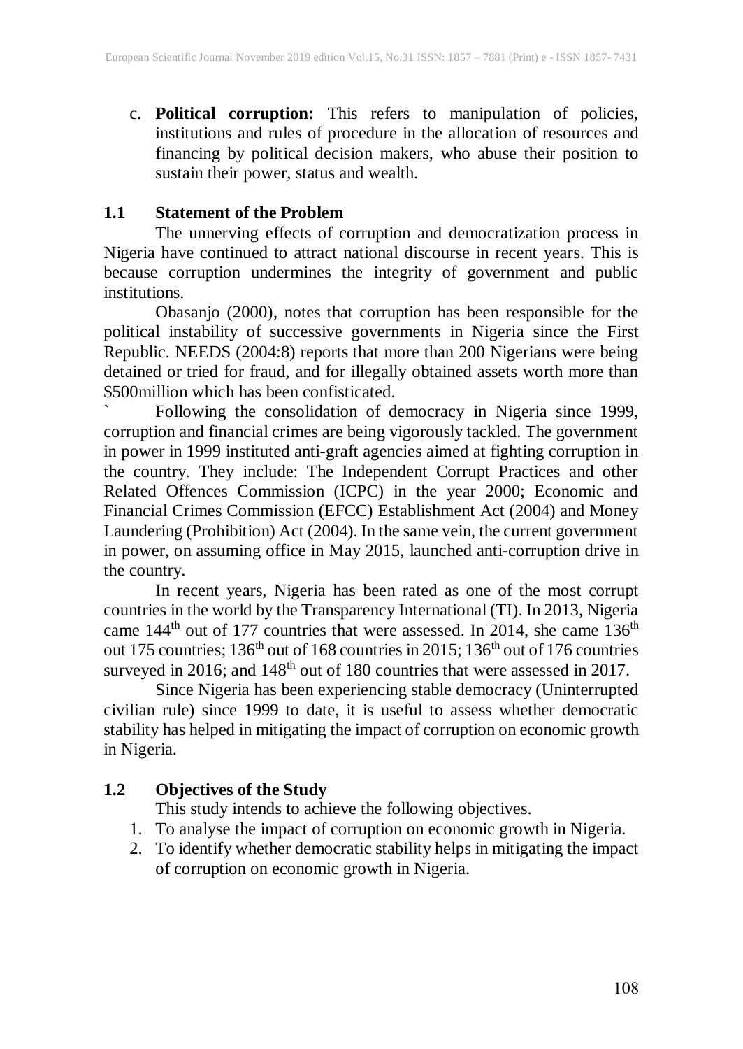c. **Political corruption:** This refers to manipulation of policies, institutions and rules of procedure in the allocation of resources and financing by political decision makers, who abuse their position to sustain their power, status and wealth.

## 1.1 Statement of the Problem

The unnerving effects of corruption and democratization process in Nigeria have continued to attract national discourse in recent years. This is because corruption undermines the integrity of government and public institutions.

Obasanjo (2000), notes that corruption has been responsible for the political instability of successive governments in Nigeria since the First Republic. NEEDS (2004:8) reports that more than 200 Nigerians were being detained or tried for fraud, and for illegally obtained assets worth more than $500million which has been confisticated.

` Following the consolidation of democracy in Nigeria since 1999, corruption and financial crimes are being vigorously tackled. The government in power in 1999 instituted anti-graft agencies aimed at fighting corruption in the country. They include: The Independent Corrupt Practices and other Related Offences Commission (ICPC) in the year 2000; Economic and Financial Crimes Commission (EFCC) Establishment Act (2004) and Money Laundering (Prohibition) Act (2004). In the same vein, the current government in power, on assuming office in May 2015, launched anti-corruption drive in the country.

In recent years, Nigeria has been rated as one of the most corrupt countries in the world by the Transparency International (TI). In 2013, Nigeria came 144th out of 177 countries that were assessed. In 2014, she came 136th out 175 countries; 136th out of 168 countries in 2015; 136th out of 176 countries surveyed in 2016; and 148th out of 180 countries that were assessed in 2017.

Since Nigeria has been experiencing stable democracy (Uninterrupted civilian rule) since 1999 to date, it is useful to assess whether democratic stability has helped in mitigating the impact of corruption on economic growth in Nigeria.

## 1.2 Objectives of the Study

This study intends to achieve the following objectives.

1. To analyse the impact of corruption on economic growth in Nigeria.
2. To identify whether democratic stability helps in mitigating the impact of corruption on economic growth in Nigeria.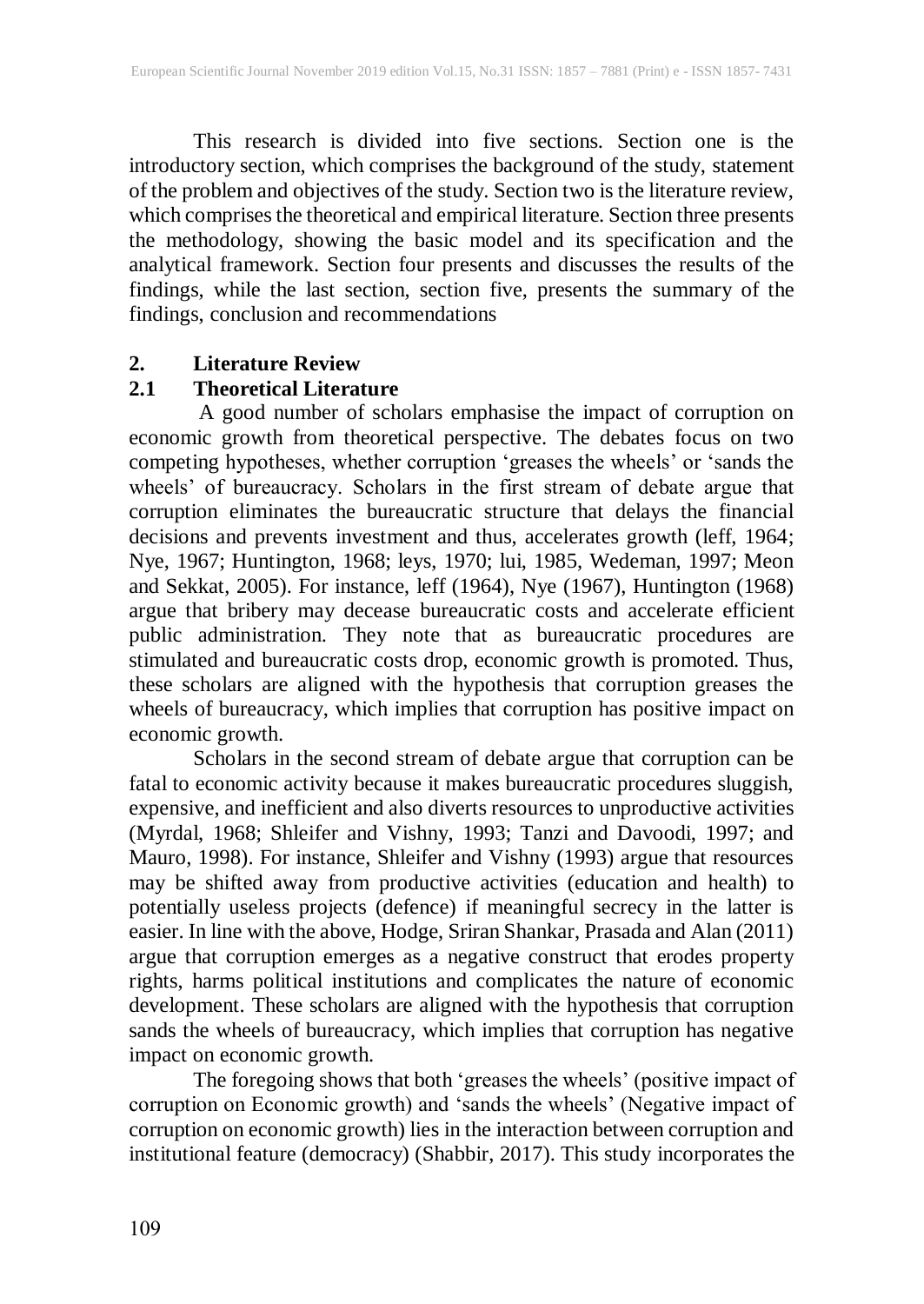This research is divided into five sections. Section one is the introductory section, which comprises the background of the study, statement of the problem and objectives of the study. Section two is the literature review, which comprises the theoretical and empirical literature. Section three presents the methodology, showing the basic model and its specification and the analytical framework. Section four presents and discusses the results of the findings, while the last section, section five, presents the summary of the findings, conclusion and recommendations

## 2. Literature Review

### 2.1 Theoretical Literature

A good number of scholars emphasise the impact of corruption on economic growth from theoretical perspective. The debates focus on two competing hypotheses, whether corruption 'greases the wheels' or 'sands the wheels' of bureaucracy. Scholars in the first stream of debate argue that corruption eliminates the bureaucratic structure that delays the financial decisions and prevents investment and thus, accelerates growth (leff, 1964; Nye, 1967; Huntington, 1968; leys, 1970; lui, 1985, Wedeman, 1997; Meon and Sekkat, 2005). For instance, leff (1964), Nye (1967), Huntington (1968) argue that bribery may decease bureaucratic costs and accelerate efficient public administration. They note that as bureaucratic procedures are stimulated and bureaucratic costs drop, economic growth is promoted. Thus, these scholars are aligned with the hypothesis that corruption greases the wheels of bureaucracy, which implies that corruption has positive impact on economic growth.

Scholars in the second stream of debate argue that corruption can be fatal to economic activity because it makes bureaucratic procedures sluggish, expensive, and inefficient and also diverts resources to unproductive activities (Myrdal, 1968; Shleifer and Vishny, 1993; Tanzi and Davoodi, 1997; and Mauro, 1998). For instance, Shleifer and Vishny (1993) argue that resources may be shifted away from productive activities (education and health) to potentially useless projects (defence) if meaningful secrecy in the latter is easier. In line with the above, Hodge, Sriran Shankar, Prasada and Alan (2011) argue that corruption emerges as a negative construct that erodes property rights, harms political institutions and complicates the nature of economic development. These scholars are aligned with the hypothesis that corruption sands the wheels of bureaucracy, which implies that corruption has negative impact on economic growth.

The foregoing shows that both 'greases the wheels' (positive impact of corruption on Economic growth) and 'sands the wheels' (Negative impact of corruption on economic growth) lies in the interaction between corruption and institutional feature (democracy) (Shabbir, 2017). This study incorporates the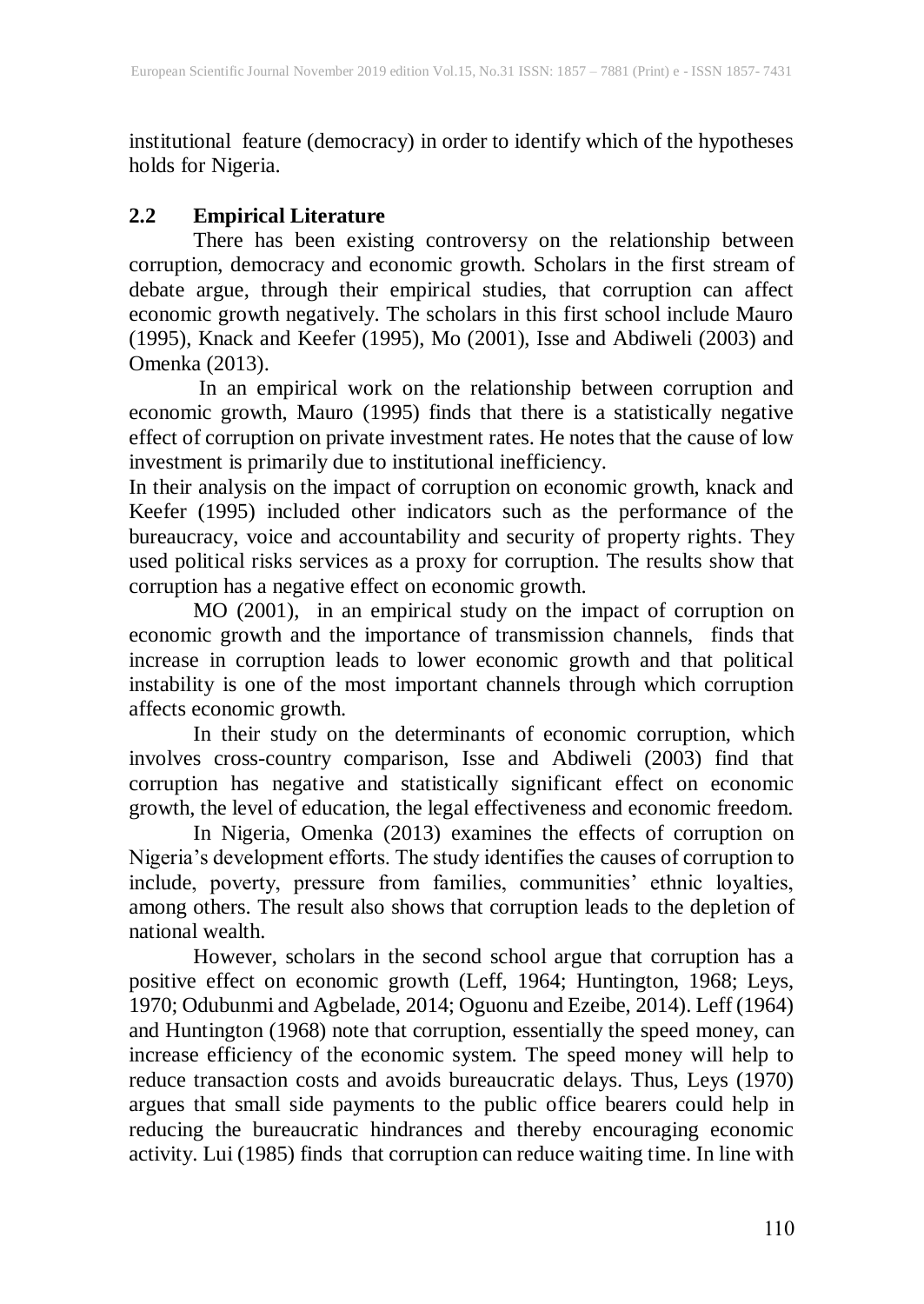institutional feature (democracy) in order to identify which of the hypotheses holds for Nigeria.

## 2.2 Empirical Literature

There has been existing controversy on the relationship between corruption, democracy and economic growth. Scholars in the first stream of debate argue, through their empirical studies, that corruption can affect economic growth negatively. The scholars in this first school include Mauro (1995), Knack and Keefer (1995), Mo (2001), Isse and Abdiweli (2003) and Omenka (2013).

In an empirical work on the relationship between corruption and economic growth, Mauro (1995) finds that there is a statistically negative effect of corruption on private investment rates. He notes that the cause of low investment is primarily due to institutional inefficiency.

In their analysis on the impact of corruption on economic growth, knack and Keefer (1995) included other indicators such as the performance of the bureaucracy, voice and accountability and security of property rights. They used political risks services as a proxy for corruption. The results show that corruption has a negative effect on economic growth.

MO (2001), in an empirical study on the impact of corruption on economic growth and the importance of transmission channels, finds that increase in corruption leads to lower economic growth and that political instability is one of the most important channels through which corruption affects economic growth.

In their study on the determinants of economic corruption, which involves cross-country comparison, Isse and Abdiweli (2003) find that corruption has negative and statistically significant effect on economic growth, the level of education, the legal effectiveness and economic freedom.

In Nigeria, Omenka (2013) examines the effects of corruption on Nigeria's development efforts. The study identifies the causes of corruption to include, poverty, pressure from families, communities' ethnic loyalties, among others. The result also shows that corruption leads to the depletion of national wealth.

However, scholars in the second school argue that corruption has a positive effect on economic growth (Leff, 1964; Huntington, 1968; Leys, 1970; Odubunmi and Agbelade, 2014; Oguonu and Ezeibe, 2014). Leff (1964) and Huntington (1968) note that corruption, essentially the speed money, can increase efficiency of the economic system. The speed money will help to reduce transaction costs and avoids bureaucratic delays. Thus, Leys (1970) argues that small side payments to the public office bearers could help in reducing the bureaucratic hindrances and thereby encouraging economic activity. Lui (1985) finds that corruption can reduce waiting time. In line with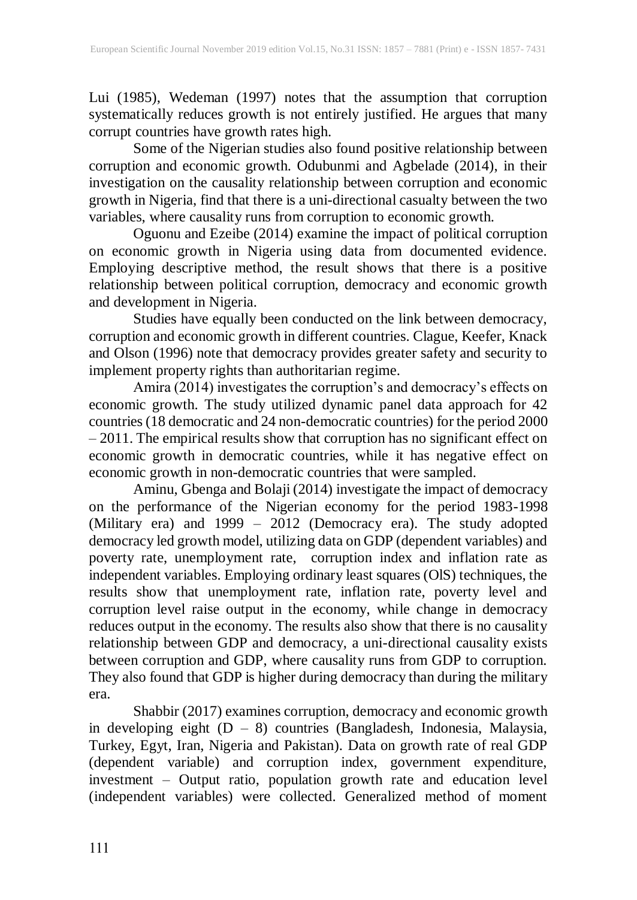Lui (1985), Wedeman (1997) notes that the assumption that corruption systematically reduces growth is not entirely justified. He argues that many corrupt countries have growth rates high.

Some of the Nigerian studies also found positive relationship between corruption and economic growth. Odubunmi and Agbelade (2014), in their investigation on the causality relationship between corruption and economic growth in Nigeria, find that there is a uni-directional casualty between the two variables, where causality runs from corruption to economic growth.

Oguonu and Ezeibe (2014) examine the impact of political corruption on economic growth in Nigeria using data from documented evidence. Employing descriptive method, the result shows that there is a positive relationship between political corruption, democracy and economic growth and development in Nigeria.

Studies have equally been conducted on the link between democracy, corruption and economic growth in different countries. Clague, Keefer, Knack and Olson (1996) note that democracy provides greater safety and security to implement property rights than authoritarian regime.

Amira (2014) investigates the corruption's and democracy's effects on economic growth. The study utilized dynamic panel data approach for 42 countries (18 democratic and 24 non-democratic countries) for the period 2000 – 2011. The empirical results show that corruption has no significant effect on economic growth in democratic countries, while it has negative effect on economic growth in non-democratic countries that were sampled.

Aminu, Gbenga and Bolaji (2014) investigate the impact of democracy on the performance of the Nigerian economy for the period 1983-1998 (Military era) and 1999 – 2012 (Democracy era). The study adopted democracy led growth model, utilizing data on GDP (dependent variables) and poverty rate, unemployment rate, corruption index and inflation rate as independent variables. Employing ordinary least squares (OlS) techniques, the results show that unemployment rate, inflation rate, poverty level and corruption level raise output in the economy, while change in democracy reduces output in the economy. The results also show that there is no causality relationship between GDP and democracy, a uni-directional causality exists between corruption and GDP, where causality runs from GDP to corruption. They also found that GDP is higher during democracy than during the military era.

Shabbir (2017) examines corruption, democracy and economic growth in developing eight (D – 8) countries (Bangladesh, Indonesia, Malaysia, Turkey, Egyt, Iran, Nigeria and Pakistan). Data on growth rate of real GDP (dependent variable) and corruption index, government expenditure, investment – Output ratio, population growth rate and education level (independent variables) were collected. Generalized method of moment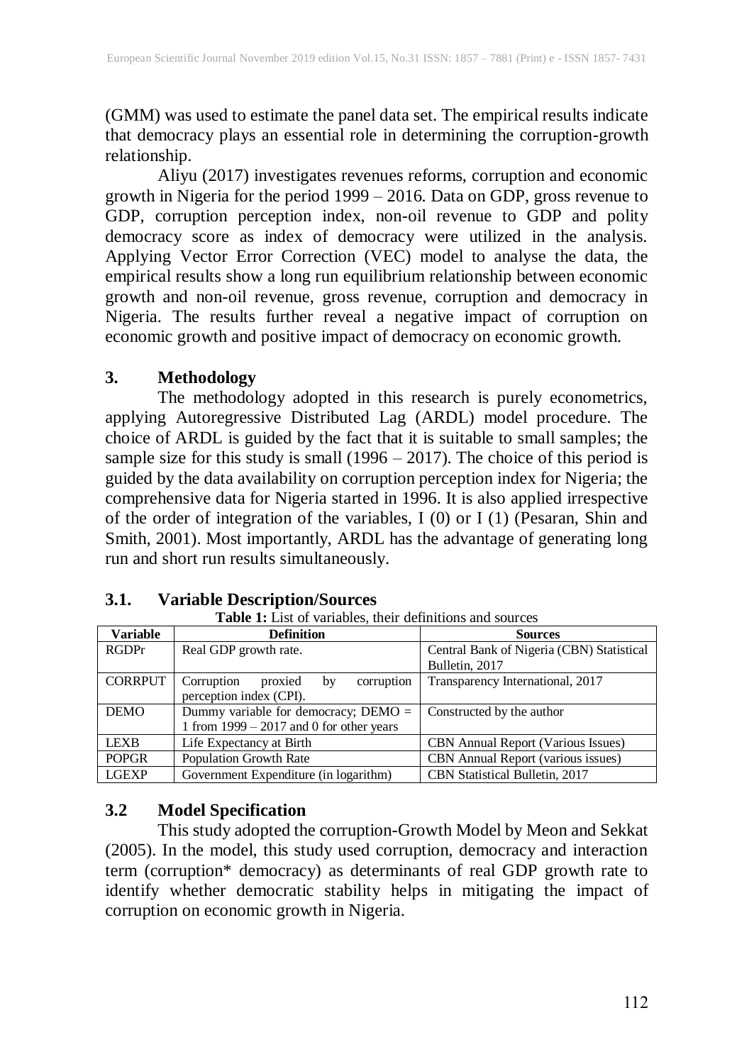(GMM) was used to estimate the panel data set. The empirical results indicate that democracy plays an essential role in determining the corruption-growth relationship.

Aliyu (2017) investigates revenues reforms, corruption and economic growth in Nigeria for the period 1999 – 2016. Data on GDP, gross revenue to GDP, corruption perception index, non-oil revenue to GDP and polity democracy score as index of democracy were utilized in the analysis. Applying Vector Error Correction (VEC) model to analyse the data, the empirical results show a long run equilibrium relationship between economic growth and non-oil revenue, gross revenue, corruption and democracy in Nigeria. The results further reveal a negative impact of corruption on economic growth and positive impact of democracy on economic growth.

## 3. Methodology

The methodology adopted in this research is purely econometrics, applying Autoregressive Distributed Lag (ARDL) model procedure. The choice of ARDL is guided by the fact that it is suitable to small samples; the sample size for this study is small (1996 – 2017). The choice of this period is guided by the data availability on corruption perception index for Nigeria; the comprehensive data for Nigeria started in 1996. It is also applied irrespective of the order of integration of the variables, I (0) or I (1) (Pesaran, Shin and Smith, 2001). Most importantly, ARDL has the advantage of generating long run and short run results simultaneously.

### 3.1. Variable Description/Sources

**Table 1:** List of variables, their definitions and sources

| Variable | Definition | Sources |
|---|---|---|
| RGDPr | Real GDP growth rate. | Central Bank of Nigeria (CBN) Statistical Bulletin, 2017 |
| CORRPUT | Corruption proxied by corruption perception index (CPI). | Transparency International, 2017 |
| DEMO | Dummy variable for democracy; DEMO = 1 from 1999 – 2017 and 0 for other years | Constructed by the author |
| LEXB | Life Expectancy at Birth | CBN Annual Report (Various Issues) |
| POPGR | Population Growth Rate | CBN Annual Report (various issues) |
| LGEXP | Government Expenditure (in logarithm) | CBN Statistical Bulletin, 2017 |

### 3.2 Model Specification

This study adopted the corruption-Growth Model by Meon and Sekkat (2005). In the model, this study used corruption, democracy and interaction term (corruption* democracy) as determinants of real GDP growth rate to identify whether democratic stability helps in mitigating the impact of corruption on economic growth in Nigeria.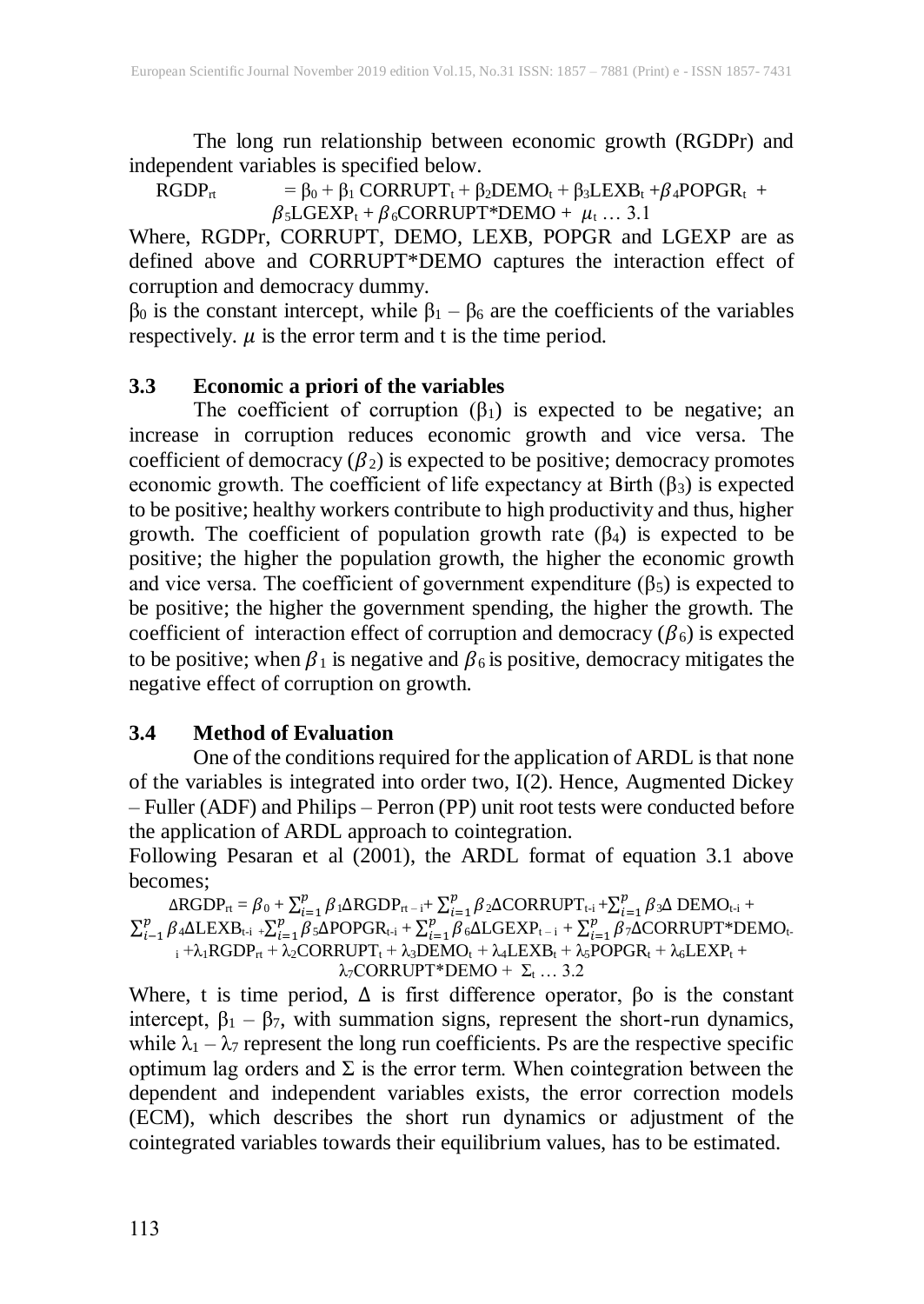The long run relationship between economic growth (RGDPr) and independent variables is specified below.

$$RGDP_{rt} = \beta_0 + \beta_1 CORRUPT_t + \beta_2 DEMO_t + \beta_3 LEXB_t + \beta_4 POPGR_t + \beta_5 LGEXP_t + \beta_6 CORRUPT*DEMO + \mu_t \ldots 3.1$$

Where, RGDPr, CORRUPT, DEMO, LEXB, POPGR and LGEXP are as defined above and CORRUPT*DEMO captures the interaction effect of corruption and democracy dummy.

$\beta_0$ is the constant intercept, while $\beta_1 - \beta_6$ are the coefficients of the variables respectively. $\mu$ is the error term and t is the time period.

### 3.3 Economic a priori of the variables

The coefficient of corruption ($\beta_1$) is expected to be negative; an increase in corruption reduces economic growth and vice versa. The coefficient of democracy ($\beta_2$) is expected to be positive; democracy promotes economic growth. The coefficient of life expectancy at Birth ($\beta_3$) is expected to be positive; healthy workers contribute to high productivity and thus, higher growth. The coefficient of population growth rate ($\beta_4$) is expected to be positive; the higher the population growth, the higher the economic growth and vice versa. The coefficient of government expenditure ($\beta_5$) is expected to be positive; the higher the government spending, the higher the growth. The coefficient of interaction effect of corruption and democracy ($\beta_6$) is expected to be positive; when $\beta_1$ is negative and $\beta_6$ is positive, democracy mitigates the negative effect of corruption on growth.

### 3.4 Method of Evaluation

One of the conditions required for the application of ARDL is that none of the variables is integrated into order two, I(2). Hence, Augmented Dickey – Fuller (ADF) and Philips – Perron (PP) unit root tests were conducted before the application of ARDL approach to cointegration.

Following Pesaran et al (2001), the ARDL format of equation 3.1 above becomes;

$$\Delta RGDP_{rt} = \beta_0 + \sum_{i=1}^{p} \beta_1 \Delta RGDP_{rt-i} + \sum_{i=1}^{p} \beta_2 \Delta CORRUPT_{t-i} + \sum_{i=1}^{p} \beta_3 \Delta\, DEMO_{t-i} + \sum_{i-1}^{p} \beta_4 \Delta LEXB_{t-i} + \sum_{i=1}^{p} \beta_5 \Delta POPGR_{t-i} + \sum_{i=1}^{p} \beta_6 \Delta LGEXP_{t-i} + \sum_{i=1}^{p} \beta_7 \Delta CORRUPT*DEMO_{t-i} + \lambda_1 RGDP_{rt} + \lambda_2 CORRUPT_t + \lambda_3 DEMO_t + \lambda_4 LEXB_t + \lambda_5 POPGR_t + \lambda_6 LEXP_t + \lambda_7 CORRUPT*DEMO + \Sigma_t \ldots 3.2$$

Where, t is time period, $\Delta$ is first difference operator, $\beta_0$ is the constant intercept, $\beta_1 - \beta_7$, with summation signs, represent the short-run dynamics, while $\lambda_1 - \lambda_7$ represent the long run coefficients. Ps are the respective specific optimum lag orders and $\Sigma$ is the error term. When cointegration between the dependent and independent variables exists, the error correction models (ECM), which describes the short run dynamics or adjustment of the cointegrated variables towards their equilibrium values, has to be estimated.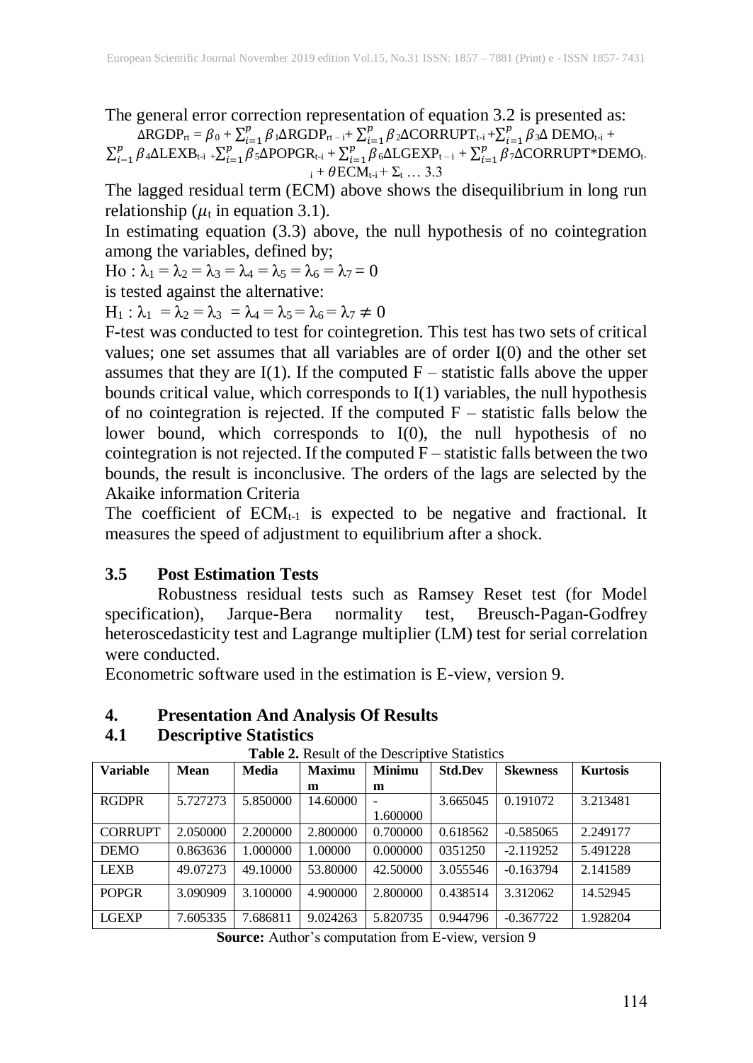The general error correction representation of equation 3.2 is presented as:

$$\Delta RGDP_{rt} = \beta_0 + \sum_{i=1}^{p} \beta_1 \Delta RGDP_{rt-i} + \sum_{i=1}^{p} \beta_2 \Delta CORRUPT_{t-i} + \sum_{i=1}^{p} \beta_3 \Delta\ DEMO_{t-i} + \sum_{i-1}^{p} \beta_4 \Delta LEXB_{t-i} + \sum_{i=1}^{p} \beta_5 \Delta POPGR_{t-i} + \sum_{i=1}^{p} \beta_6 \Delta LGEXP_{t-i} + \sum_{i=1}^{p} \beta_7 \Delta CORRUPT*DEMO_{t-i} + \theta ECM_{t-i} + \Sigma_t \ \ldots\ 3.3$$

The lagged residual term (ECM) above shows the disequilibrium in long run relationship ($\mu_t$ in equation 3.1).

In estimating equation (3.3) above, the null hypothesis of no cointegration among the variables, defined by;

Ho : $\lambda_1 = \lambda_2 = \lambda_3 = \lambda_4 = \lambda_5 = \lambda_6 = \lambda_7 = 0$

is tested against the alternative:

$H_1 : \lambda_1 = \lambda_2 = \lambda_3 = \lambda_4 = \lambda_5 = \lambda_6 = \lambda_7 \neq 0$

F-test was conducted to test for cointegretion. This test has two sets of critical values; one set assumes that all variables are of order I(0) and the other set assumes that they are I(1). If the computed F – statistic falls above the upper bounds critical value, which corresponds to I(1) variables, the null hypothesis of no cointegration is rejected. If the computed F – statistic falls below the lower bound, which corresponds to I(0), the null hypothesis of no cointegration is not rejected. If the computed F – statistic falls between the two bounds, the result is inconclusive. The orders of the lags are selected by the Akaike information Criteria

The coefficient of $ECM_{t-1}$ is expected to be negative and fractional. It measures the speed of adjustment to equilibrium after a shock.

### 3.5 Post Estimation Tests

Robustness residual tests such as Ramsey Reset test (for Model specification), Jarque-Bera normality test, Breusch-Pagan-Godfrey heteroscedasticity test and Lagrange multiplier (LM) test for serial correlation were conducted.

Econometric software used in the estimation is E-view, version 9.

## 4. Presentation And Analysis Of Results

### 4.1 Descriptive Statistics

**Table 2.** Result of the Descriptive Statistics

| Variable | Mean | Media | Maximum | Minimum | Std.Dev | Skewness | Kurtosis |
|---|---|---|---|---|---|---|---|
| RGDPR | 5.727273 | 5.850000 | 14.60000 | -1.600000 | 3.665045 | 0.191072 | 3.213481 |
| CORRUPT | 2.050000 | 2.200000 | 2.800000 | 0.700000 | 0.618562 | -0.585065 | 2.249177 |
| DEMO | 0.863636 | 1.000000 | 1.00000 | 0.000000 | 0351250 | -2.119252 | 5.491228 |
| LEXB | 49.07273 | 49.10000 | 53.80000 | 42.50000 | 3.055546 | -0.163794 | 2.141589 |
| POPGR | 3.090909 | 3.100000 | 4.900000 | 2.800000 | 0.438514 | 3.312062 | 14.52945 |
| LGEXP | 7.605335 | 7.686811 | 9.024263 | 5.820735 | 0.944796 | -0.367722 | 1.928204 |

**Source:** Author's computation from E-view, version 9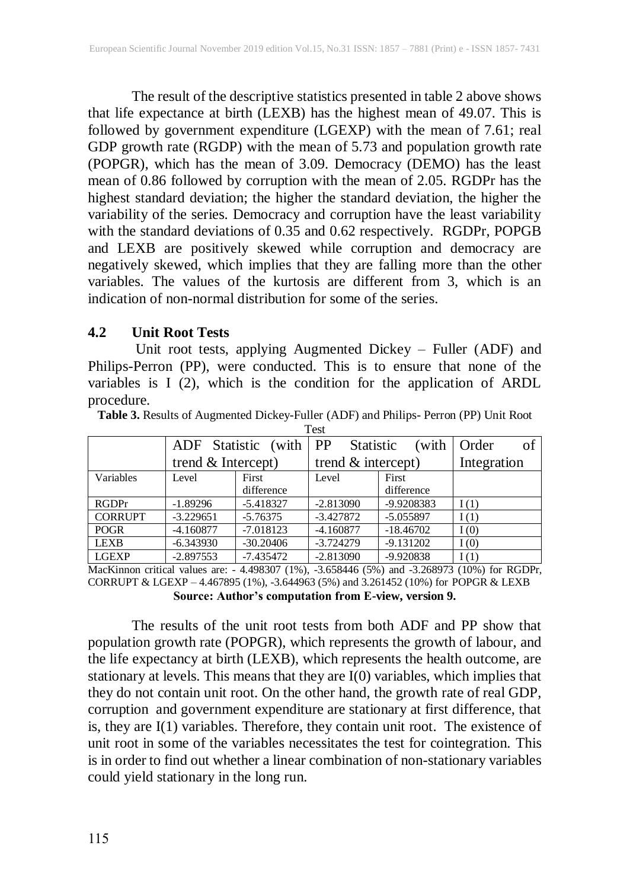The result of the descriptive statistics presented in table 2 above shows that life expectance at birth (LEXB) has the highest mean of 49.07. This is followed by government expenditure (LGEXP) with the mean of 7.61; real GDP growth rate (RGDP) with the mean of 5.73 and population growth rate (POPGR), which has the mean of 3.09. Democracy (DEMO) has the least mean of 0.86 followed by corruption with the mean of 2.05. RGDPr has the highest standard deviation; the higher the standard deviation, the higher the variability of the series. Democracy and corruption have the least variability with the standard deviations of 0.35 and 0.62 respectively. RGDPr, POPGB and LEXB are positively skewed while corruption and democracy are negatively skewed, which implies that they are falling more than the other variables. The values of the kurtosis are different from 3, which is an indication of non-normal distribution for some of the series.

## 4.2 Unit Root Tests

Unit root tests, applying Augmented Dickey – Fuller (ADF) and Philips-Perron (PP), were conducted. This is to ensure that none of the variables is I (2), which is the condition for the application of ARDL procedure.

**Table 3.** Results of Augmented Dickey-Fuller (ADF) and Philips- Perron (PP) Unit Root Test

| | ADF Statistic (with trend & Intercept) | | PP Statistic (with trend & intercept) | | Order of Integration |
|---|---|---|---|---|---|
| Variables | Level | First difference | Level | First difference | |
| RGDPr | -1.89296 | -5.418327 | -2.813090 | -9.9208383 | I (1) |
| CORRUPT | -3.229651 | -5.76375 | -3.427872 | -5.055897 | I (1) |
| POGR | -4.160877 | -7.018123 | -4.160877 | -18.46702 | I (0) |
| LEXB | -6.343930 | -30.20406 | -3.724279 | -9.131202 | I (0) |
| LGEXP | -2.897553 | -7.435472 | -2.813090 | -9.920838 | I (1) |

MacKinnon critical values are: - 4.498307 (1%), -3.658446 (5%) and -3.268973 (10%) for RGDPr, CORRUPT & LGEXP – 4.467895 (1%), -3.644963 (5%) and 3.261452 (10%) for POPGR & LEXB

**Source: Author's computation from E-view, version 9.**

The results of the unit root tests from both ADF and PP show that population growth rate (POPGR), which represents the growth of labour, and the life expectancy at birth (LEXB), which represents the health outcome, are stationary at levels. This means that they are I(0) variables, which implies that they do not contain unit root. On the other hand, the growth rate of real GDP, corruption and government expenditure are stationary at first difference, that is, they are I(1) variables. Therefore, they contain unit root. The existence of unit root in some of the variables necessitates the test for cointegration. This is in order to find out whether a linear combination of non-stationary variables could yield stationary in the long run.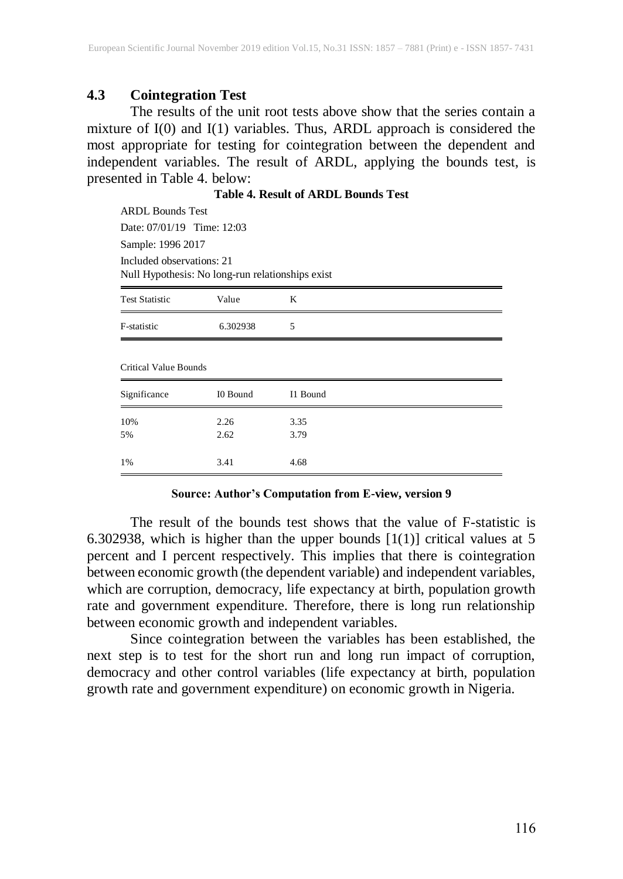## 4.3 Cointegration Test

The results of the unit root tests above show that the series contain a mixture of I(0) and I(1) variables. Thus, ARDL approach is considered the most appropriate for testing for cointegration between the dependent and independent variables. The result of ARDL, applying the bounds test, is presented in Table 4. below:

**Table 4. Result of ARDL Bounds Test**

ARDL Bounds Test
Date: 07/01/19 Time: 12:03
Sample: 1996 2017
Included observations: 21
Null Hypothesis: No long-run relationships exist

| Test Statistic | Value | K |
|---|---|---|
| F-statistic | 6.302938 | 5 |

Critical Value Bounds

| Significance | I0 Bound | I1 Bound |
|---|---|---|
| 10% | 2.26 | 3.35 |
| 5% | 2.62 | 3.79 |
| 1% | 3.41 | 4.68 |

**Source: Author's Computation from E-view, version 9**

The result of the bounds test shows that the value of F-statistic is 6.302938, which is higher than the upper bounds [1(1)] critical values at 5 percent and I percent respectively. This implies that there is cointegration between economic growth (the dependent variable) and independent variables, which are corruption, democracy, life expectancy at birth, population growth rate and government expenditure. Therefore, there is long run relationship between economic growth and independent variables.

Since cointegration between the variables has been established, the next step is to test for the short run and long run impact of corruption, democracy and other control variables (life expectancy at birth, population growth rate and government expenditure) on economic growth in Nigeria.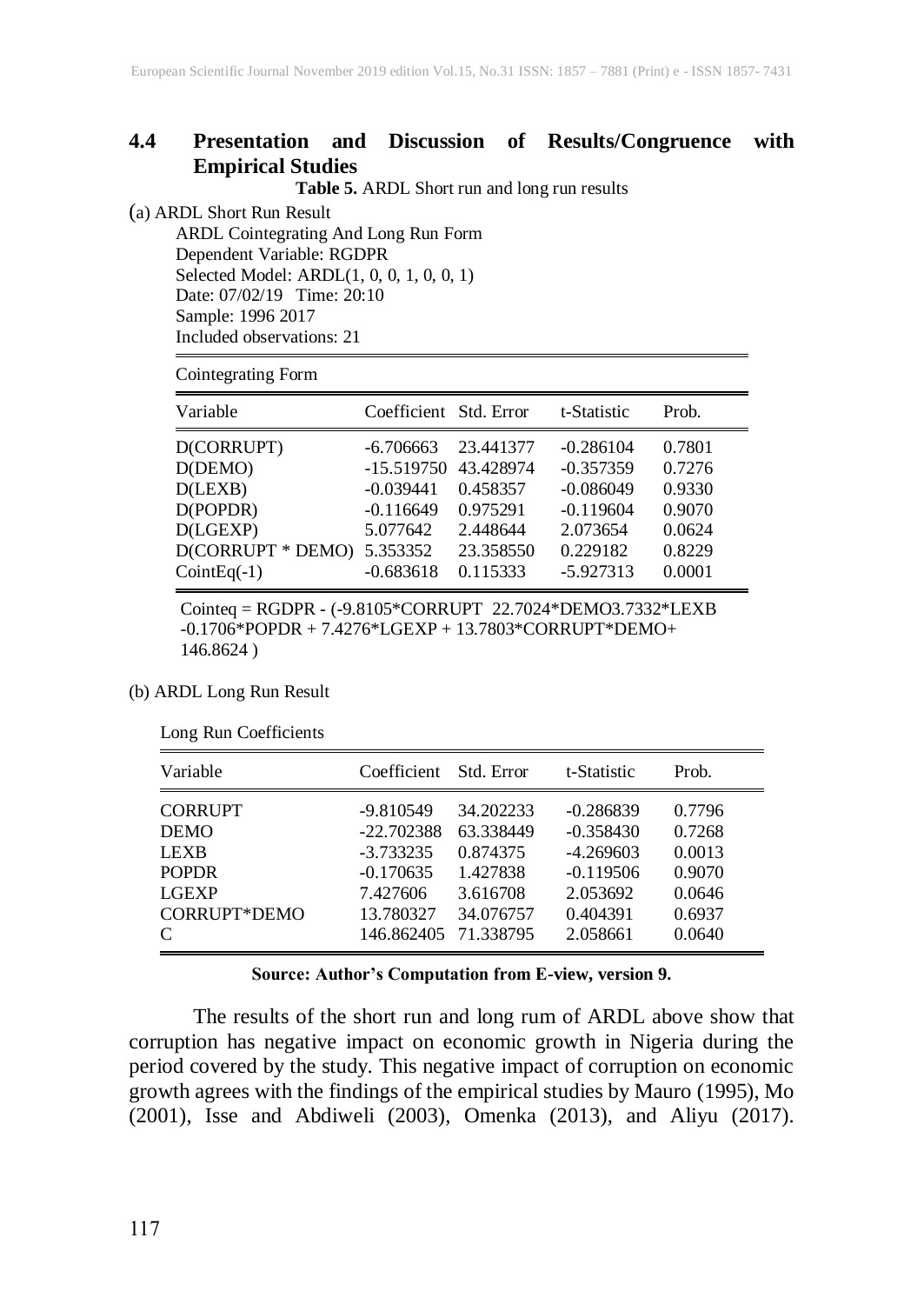## 4.4 Presentation and Discussion of Results/Congruence with Empirical Studies

**Table 5.** ARDL Short run and long run results

(a) ARDL Short Run Result

ARDL Cointegrating And Long Run Form
Dependent Variable: RGDPR
Selected Model: ARDL(1, 0, 0, 1, 0, 0, 1)
Date: 07/02/19 Time: 20:10
Sample: 1996 2017
Included observations: 21

Cointegrating Form

| Variable | Coefficient | Std. Error | t-Statistic | Prob. |
|---|---|---|---|---|
| D(CORRUPT) | -6.706663 | 23.441377 | -0.286104 | 0.7801 |
| D(DEMO) | -15.519750 | 43.428974 | -0.357359 | 0.7276 |
| D(LEXB) | -0.039441 | 0.458357 | -0.086049 | 0.9330 |
| D(POPDR) | -0.116649 | 0.975291 | -0.119604 | 0.9070 |
| D(LGEXP) | 5.077642 | 2.448644 | 2.073654 | 0.0624 |
| D(CORRUPT * DEMO) | 5.353352 | 23.358550 | 0.229182 | 0.8229 |
| CointEq(-1) | -0.683618 | 0.115333 | -5.927313 | 0.0001 |

Cointeq = RGDPR - (-9.8105*CORRUPT 22.7024*DEMO3.7332*LEXB -0.1706*POPDR + 7.4276*LGEXP + 13.7803*CORRUPT*DEMO+ 146.8624 )

(b) ARDL Long Run Result

Long Run Coefficients

| Variable | Coefficient | Std. Error | t-Statistic | Prob. |
|---|---|---|---|---|
| CORRUPT | -9.810549 | 34.202233 | -0.286839 | 0.7796 |
| DEMO | -22.702388 | 63.338449 | -0.358430 | 0.7268 |
| LEXB | -3.733235 | 0.874375 | -4.269603 | 0.0013 |
| POPDR | -0.170635 | 1.427838 | -0.119506 | 0.9070 |
| LGEXP | 7.427606 | 3.616708 | 2.053692 | 0.0646 |
| CORRUPT*DEMO | 13.780327 | 34.076757 | 0.404391 | 0.6937 |
| C | 146.862405 | 71.338795 | 2.058661 | 0.0640 |

**Source: Author's Computation from E-view, version 9.**

The results of the short run and long rum of ARDL above show that corruption has negative impact on economic growth in Nigeria during the period covered by the study. This negative impact of corruption on economic growth agrees with the findings of the empirical studies by Mauro (1995), Mo (2001), Isse and Abdiweli (2003), Omenka (2013), and Aliyu (2017).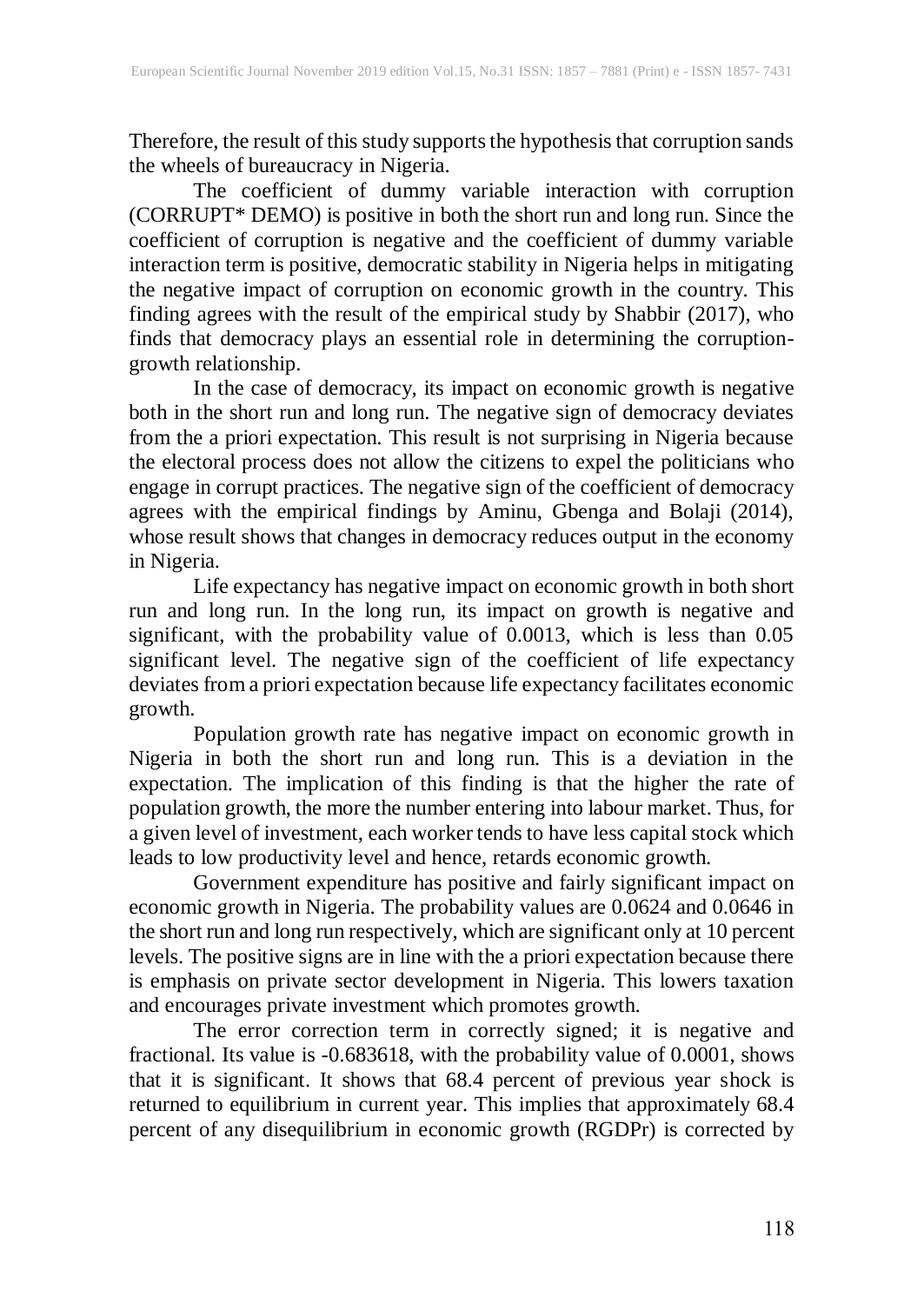Therefore, the result of this study supports the hypothesis that corruption sands the wheels of bureaucracy in Nigeria.

The coefficient of dummy variable interaction with corruption (CORRUPT* DEMO) is positive in both the short run and long run. Since the coefficient of corruption is negative and the coefficient of dummy variable interaction term is positive, democratic stability in Nigeria helps in mitigating the negative impact of corruption on economic growth in the country. This finding agrees with the result of the empirical study by Shabbir (2017), who finds that democracy plays an essential role in determining the corruption-growth relationship.

In the case of democracy, its impact on economic growth is negative both in the short run and long run. The negative sign of democracy deviates from the a priori expectation. This result is not surprising in Nigeria because the electoral process does not allow the citizens to expel the politicians who engage in corrupt practices. The negative sign of the coefficient of democracy agrees with the empirical findings by Aminu, Gbenga and Bolaji (2014), whose result shows that changes in democracy reduces output in the economy in Nigeria.

Life expectancy has negative impact on economic growth in both short run and long run. In the long run, its impact on growth is negative and significant, with the probability value of 0.0013, which is less than 0.05 significant level. The negative sign of the coefficient of life expectancy deviates from a priori expectation because life expectancy facilitates economic growth.

Population growth rate has negative impact on economic growth in Nigeria in both the short run and long run. This is a deviation in the expectation. The implication of this finding is that the higher the rate of population growth, the more the number entering into labour market. Thus, for a given level of investment, each worker tends to have less capital stock which leads to low productivity level and hence, retards economic growth.

Government expenditure has positive and fairly significant impact on economic growth in Nigeria. The probability values are 0.0624 and 0.0646 in the short run and long run respectively, which are significant only at 10 percent levels. The positive signs are in line with the a priori expectation because there is emphasis on private sector development in Nigeria. This lowers taxation and encourages private investment which promotes growth.

The error correction term in correctly signed; it is negative and fractional. Its value is -0.683618, with the probability value of 0.0001, shows that it is significant. It shows that 68.4 percent of previous year shock is returned to equilibrium in current year. This implies that approximately 68.4 percent of any disequilibrium in economic growth (RGDPr) is corrected by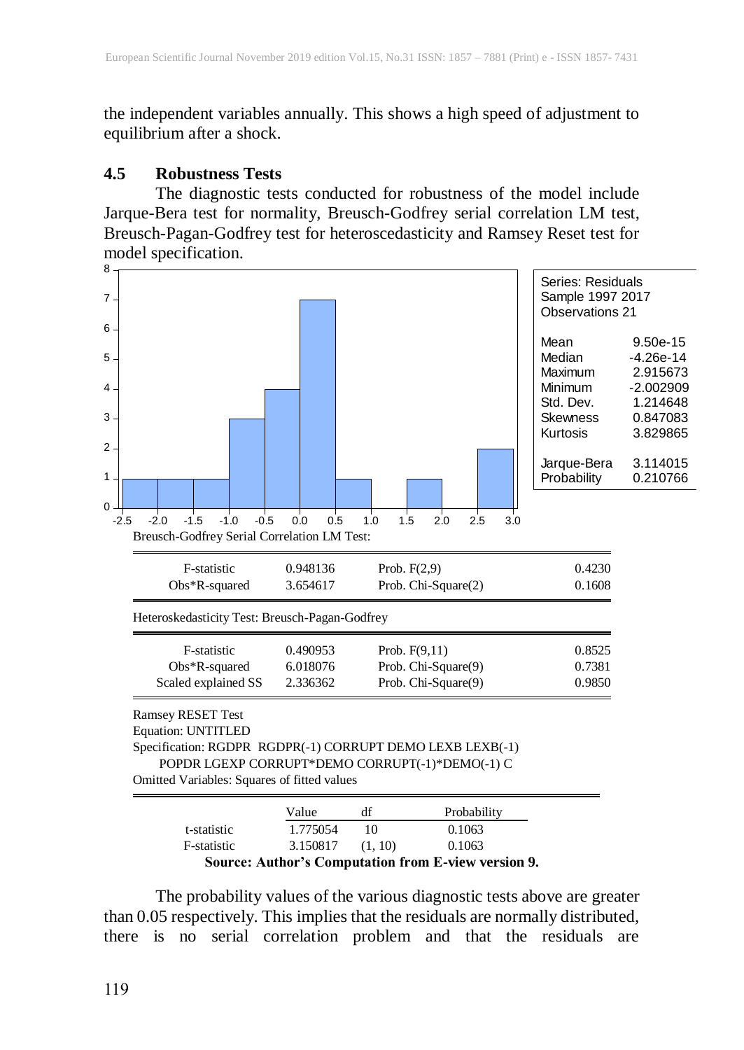the independent variables annually. This shows a high speed of adjustment to equilibrium after a shock.

### 4.5 Robustness Tests

The diagnostic tests conducted for robustness of the model include Jarque-Bera test for normality, Breusch-Godfrey serial correlation LM test, Breusch-Pagan-Godfrey test for heteroscedasticity and Ramsey Reset test for model specification.

| Series: Residuals | |
|---|---|
| Sample 1997 2017 | |
| Observations 21 | |
| Mean | 9.50e-15 |
| Median | -4.26e-14 |
| Maximum | 2.915673 |
| Minimum | -2.002909 |
| Std. Dev. | 1.214648 |
| Skewness | 0.847083 |
| Kurtosis | 3.829865 |
| Jarque-Bera | 3.114015 |
| Probability | 0.210766 |

Breusch-Godfrey Serial Correlation LM Test:

| | | | |
|---|---|---|---|
| F-statistic | 0.948136 | Prob. F(2,9) | 0.4230 |
| Obs*R-squared | 3.654617 | Prob. Chi-Square(2) | 0.1608 |

Heteroskedasticity Test: Breusch-Pagan-Godfrey

| | | | |
|---|---|---|---|
| F-statistic | 0.490953 | Prob. F(9,11) | 0.8525 |
| Obs*R-squared | 6.018076 | Prob. Chi-Square(9) | 0.7381 |
| Scaled explained SS | 2.336362 | Prob. Chi-Square(9) | 0.9850 |

Ramsey RESET Test
Equation: UNTITLED
Specification: RGDPR RGDPR(-1) CORRUPT DEMO LEXB LEXB(-1) POPDR LGEXP CORRUPT*DEMO CORRUPT(-1)*DEMO(-1) C
Omitted Variables: Squares of fitted values

| | Value | df | Probability |
|---|---|---|---|
| t-statistic | 1.775054 | 10 | 0.1063 |
| F-statistic | 3.150817 | (1, 10) | 0.1063 |

**Source: Author's Computation from E-view version 9.**

The probability values of the various diagnostic tests above are greater than 0.05 respectively. This implies that the residuals are normally distributed, there is no serial correlation problem and that the residuals are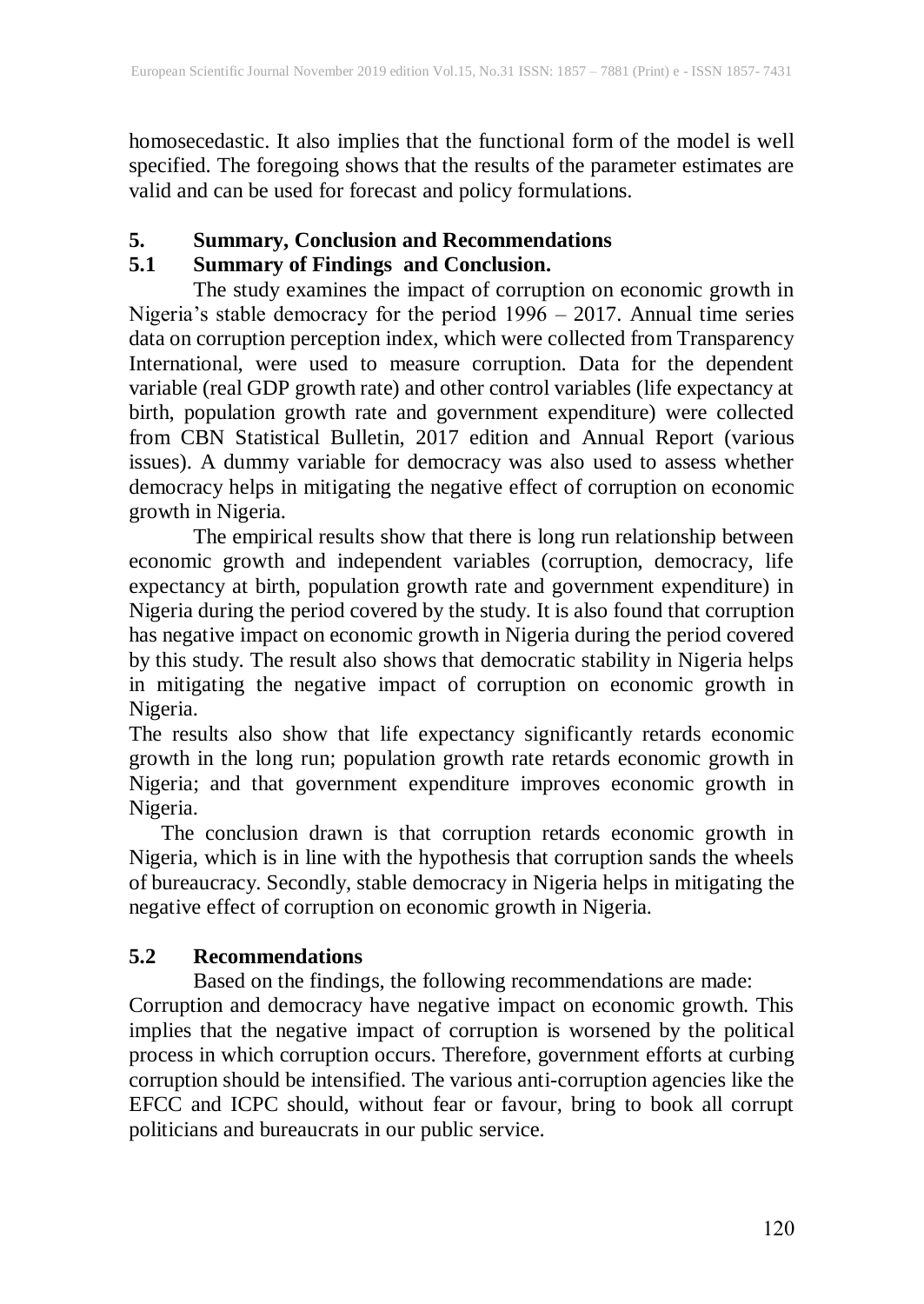homosecedastic. It also implies that the functional form of the model is well specified. The foregoing shows that the results of the parameter estimates are valid and can be used for forecast and policy formulations.

## 5. Summary, Conclusion and Recommendations

### 5.1 Summary of Findings and Conclusion.

The study examines the impact of corruption on economic growth in Nigeria's stable democracy for the period 1996 – 2017. Annual time series data on corruption perception index, which were collected from Transparency International, were used to measure corruption. Data for the dependent variable (real GDP growth rate) and other control variables (life expectancy at birth, population growth rate and government expenditure) were collected from CBN Statistical Bulletin, 2017 edition and Annual Report (various issues). A dummy variable for democracy was also used to assess whether democracy helps in mitigating the negative effect of corruption on economic growth in Nigeria.

The empirical results show that there is long run relationship between economic growth and independent variables (corruption, democracy, life expectancy at birth, population growth rate and government expenditure) in Nigeria during the period covered by the study. It is also found that corruption has negative impact on economic growth in Nigeria during the period covered by this study. The result also shows that democratic stability in Nigeria helps in mitigating the negative impact of corruption on economic growth in Nigeria.

The results also show that life expectancy significantly retards economic growth in the long run; population growth rate retards economic growth in Nigeria; and that government expenditure improves economic growth in Nigeria.

The conclusion drawn is that corruption retards economic growth in Nigeria, which is in line with the hypothesis that corruption sands the wheels of bureaucracy. Secondly, stable democracy in Nigeria helps in mitigating the negative effect of corruption on economic growth in Nigeria.

### 5.2 Recommendations

Based on the findings, the following recommendations are made:

Corruption and democracy have negative impact on economic growth. This implies that the negative impact of corruption is worsened by the political process in which corruption occurs. Therefore, government efforts at curbing corruption should be intensified. The various anti-corruption agencies like the EFCC and ICPC should, without fear or favour, bring to book all corrupt politicians and bureaucrats in our public service.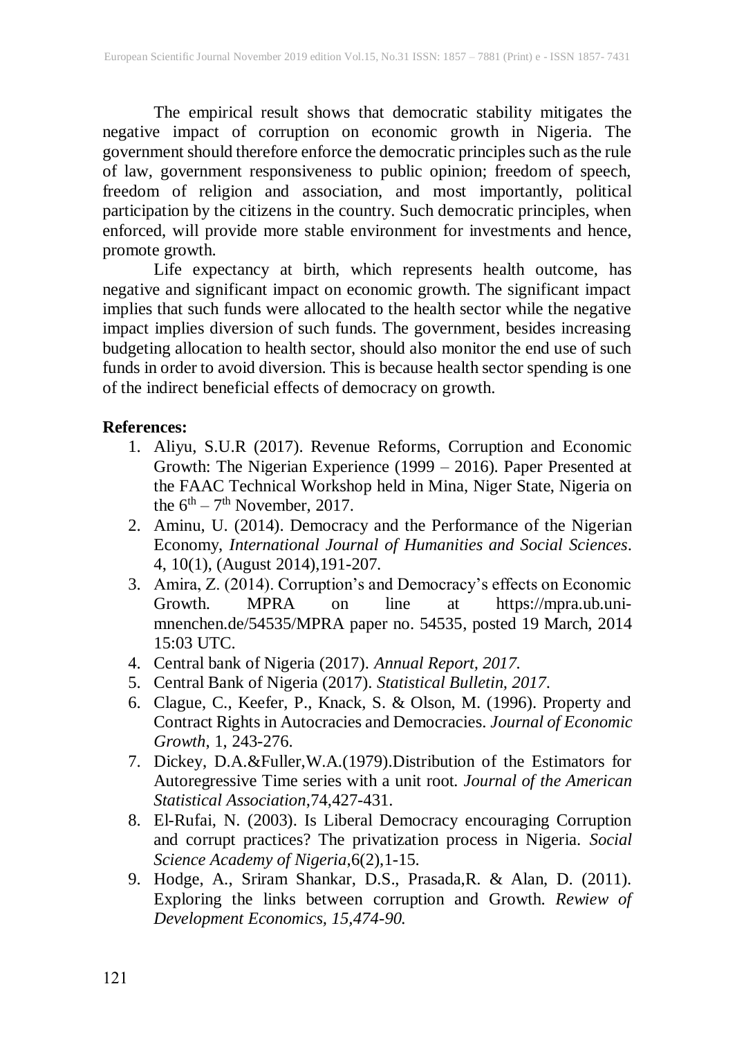The empirical result shows that democratic stability mitigates the negative impact of corruption on economic growth in Nigeria. The government should therefore enforce the democratic principles such as the rule of law, government responsiveness to public opinion; freedom of speech, freedom of religion and association, and most importantly, political participation by the citizens in the country. Such democratic principles, when enforced, will provide more stable environment for investments and hence, promote growth.

Life expectancy at birth, which represents health outcome, has negative and significant impact on economic growth. The significant impact implies that such funds were allocated to the health sector while the negative impact implies diversion of such funds. The government, besides increasing budgeting allocation to health sector, should also monitor the end use of such funds in order to avoid diversion. This is because health sector spending is one of the indirect beneficial effects of democracy on growth.

**References:**

1. Aliyu, S.U.R (2017). Revenue Reforms, Corruption and Economic Growth: The Nigerian Experience (1999 – 2016). Paper Presented at the FAAC Technical Workshop held in Mina, Niger State, Nigeria on the 6th – 7th November, 2017.
2. Aminu, U. (2014). Democracy and the Performance of the Nigerian Economy, *International Journal of Humanities and Social Sciences*. 4, 10(1), (August 2014),191-207.
3. Amira, Z. (2014). Corruption's and Democracy's effects on Economic Growth. MPRA on line at https://mpra.ub.uni-mnenchen.de/54535/MPRA paper no. 54535, posted 19 March, 2014 15:03 UTC.
4. Central bank of Nigeria (2017). *Annual Report, 2017.*
5. Central Bank of Nigeria (2017). *Statistical Bulletin, 2017.*
6. Clague, C., Keefer, P., Knack, S. & Olson, M. (1996). Property and Contract Rights in Autocracies and Democracies. *Journal of Economic Growth*, 1, 243-276.
7. Dickey, D.A.&Fuller,W.A.(1979).Distribution of the Estimators for Autoregressive Time series with a unit root. *Journal of the American Statistical Association*,74,427-431.
8. El-Rufai, N. (2003). Is Liberal Democracy encouraging Corruption and corrupt practices? The privatization process in Nigeria. *Social Science Academy of Nigeria*,6(2),1-15.
9. Hodge, A., Sriram Shankar, D.S., Prasada,R. & Alan, D. (2011). Exploring the links between corruption and Growth. *Rewiew of Development Economics, 15,474-90.*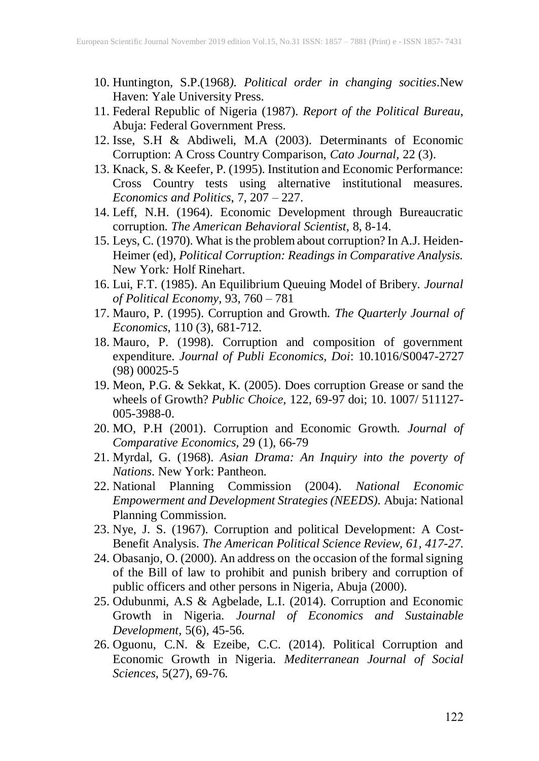10. Huntington, S.P.(1968). *Political order in changing socities*.New Haven: Yale University Press.
11. Federal Republic of Nigeria (1987). *Report of the Political Bureau*, Abuja: Federal Government Press.
12. Isse, S.H & Abdiweli, M.A (2003). Determinants of Economic Corruption: A Cross Country Comparison, *Cato Journal*, 22 (3).
13. Knack, S. & Keefer, P. (1995). Institution and Economic Performance: Cross Country tests using alternative institutional measures. *Economics and Politics*, 7, 207 – 227.
14. Leff, N.H. (1964). Economic Development through Bureaucratic corruption. *The American Behavioral Scientist*, 8, 8-14.
15. Leys, C. (1970). What is the problem about corruption? In A.J. Heiden-Heimer (ed), *Political Corruption: Readings in Comparative Analysis.* New York*:* Holf Rinehart.
16. Lui, F.T. (1985). An Equilibrium Queuing Model of Bribery. *Journal of Political Economy*, 93, 760 – 781
17. Mauro, P. (1995). Corruption and Growth. *The Quarterly Journal of Economics*, 110 (3), 681-712.
18. Mauro, P. (1998). Corruption and composition of government expenditure. *Journal of Publi Economics, Doi*: 10.1016/S0047-2727 (98) 00025-5
19. Meon, P.G. & Sekkat, K. (2005). Does corruption Grease or sand the wheels of Growth? *Public Choice*, 122, 69-97 doi; 10. 1007/ 511127-005-3988-0.
20. MO, P.H (2001). Corruption and Economic Growth. *Journal of Comparative Economics*, 29 (1), 66-79
21. Myrdal, G. (1968). *Asian Drama: An Inquiry into the poverty of Nations*. New York: Pantheon.
22. National Planning Commission (2004). *National Economic Empowerment and Development Strategies (NEEDS)*. Abuja: National Planning Commission.
23. Nye, J. S. (1967). Corruption and political Development: A Cost-Benefit Analysis. *The American Political Science Review, 61, 417-27.*
24. Obasanjo, O. (2000). An address on the occasion of the formal signing of the Bill of law to prohibit and punish bribery and corruption of public officers and other persons in Nigeria, Abuja (2000).
25. Odubunmi, A.S & Agbelade, L.I. (2014). Corruption and Economic Growth in Nigeria. *Journal of Economics and Sustainable Development*, 5(6), 45-56.
26. Oguonu, C.N. & Ezeibe, C.C. (2014). Political Corruption and Economic Growth in Nigeria. *Mediterranean Journal of Social Sciences*, 5(27), 69-76.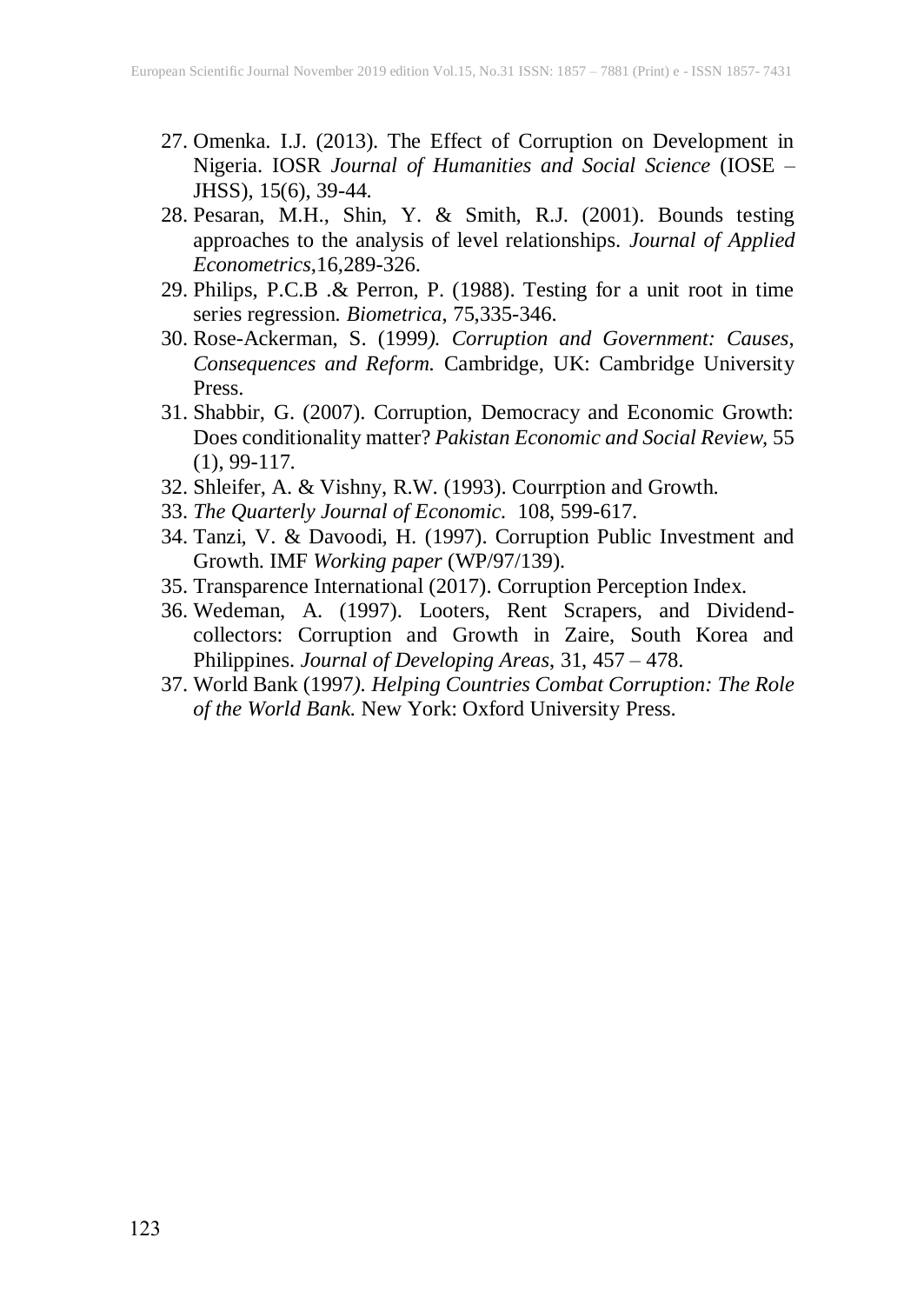27. Omenka. I.J. (2013). The Effect of Corruption on Development in Nigeria. IOSR *Journal of Humanities and Social Science* (IOSE – JHSS), 15(6), 39-44.
28. Pesaran, M.H., Shin, Y. & Smith, R.J. (2001). Bounds testing approaches to the analysis of level relationships. *Journal of Applied Econometrics*,16,289-326.
29. Philips, P.C.B .& Perron, P. (1988). Testing for a unit root in time series regression. *Biometrica*, 75,335-346.
30. Rose-Ackerman, S. (1999*). Corruption and Government: Causes, Consequences and Reform.* Cambridge, UK: Cambridge University Press.
31. Shabbir, G. (2007). Corruption, Democracy and Economic Growth: Does conditionality matter? *Pakistan Economic and Social Review,* 55 (1), 99-117.
32. Shleifer, A. & Vishny, R.W. (1993). Courrption and Growth.
33. *The Quarterly Journal of Economic.* 108, 599-617.
34. Tanzi, V. & Davoodi, H. (1997). Corruption Public Investment and Growth. IMF *Working paper* (WP/97/139).
35. Transparence International (2017). Corruption Perception Index.
36. Wedeman, A. (1997). Looters, Rent Scrapers, and Dividend-collectors: Corruption and Growth in Zaire, South Korea and Philippines. *Journal of Developing Areas*, 31, 457 – 478.
37. World Bank (1997*). Helping Countries Combat Corruption: The Role of the World Bank.* New York: Oxford University Press.